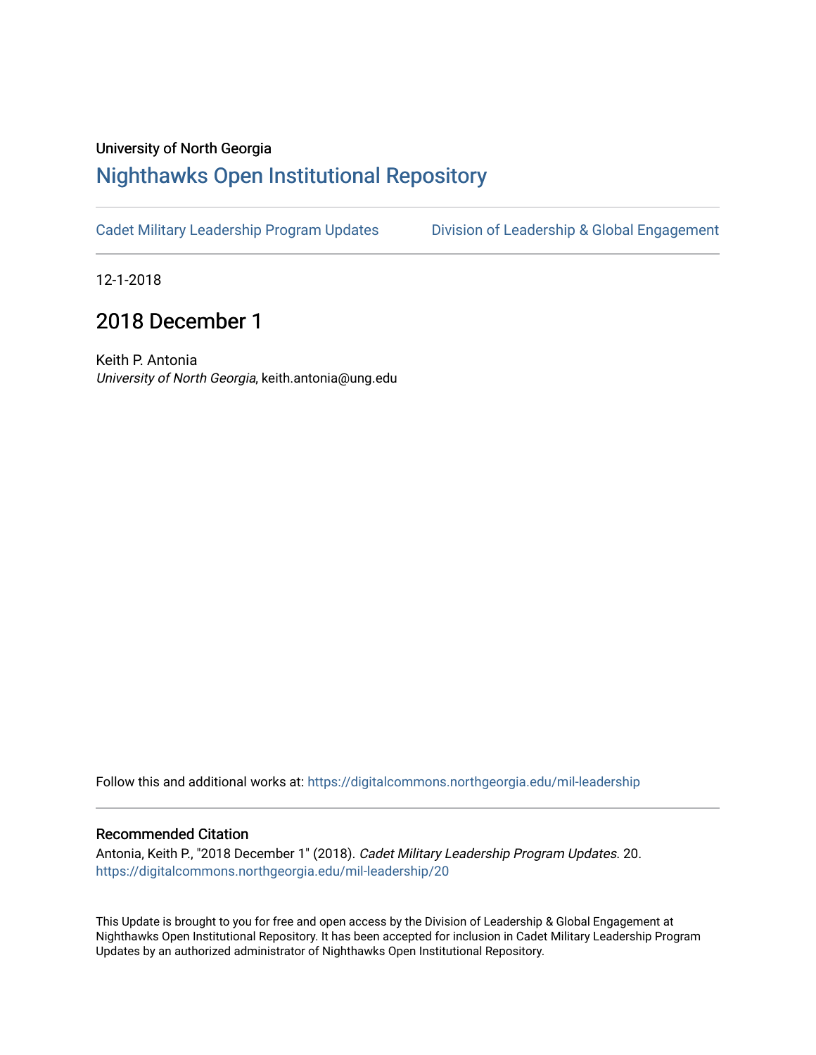University of North Georgia

# Nighthawks Open Institutional Repository

Cadet Military Leadership Program Updates    Division of Leadership & Global Engagement

12-1-2018

## 2018 December 1

Keith P. Antonia
*University of North Georgia*, keith.antonia@ung.edu

Follow this and additional works at: https://digitalcommons.northgeorgia.edu/mil-leadership

### Recommended Citation

Antonia, Keith P., "2018 December 1" (2018). *Cadet Military Leadership Program Updates*. 20.
https://digitalcommons.northgeorgia.edu/mil-leadership/20

This Update is brought to you for free and open access by the Division of Leadership & Global Engagement at Nighthawks Open Institutional Repository. It has been accepted for inclusion in Cadet Military Leadership Program Updates by an authorized administrator of Nighthawks Open Institutional Repository.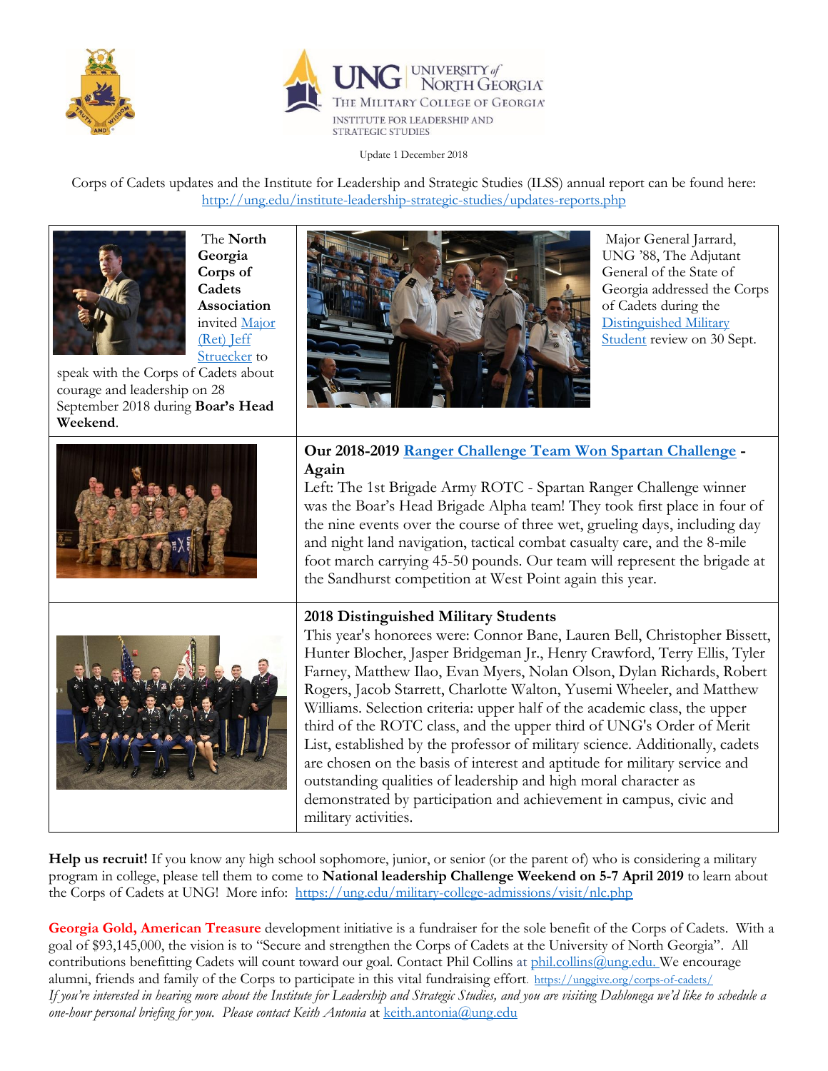UNG UNIVERSITY of NORTH GEORGIA
THE MILITARY COLLEGE OF GEORGIA
INSTITUTE FOR LEADERSHIP AND STRATEGIC STUDIES

Update 1 December 2018

Corps of Cadets updates and the Institute for Leadership and Strategic Studies (ILSS) annual report can be found here: http://ung.edu/institute-leadership-strategic-studies/updates-reports.php

The **North Georgia Corps of Cadets Association** invited Major (Ret) Jeff Struecker to speak with the Corps of Cadets about courage and leadership on 28 September 2018 during **Boar's Head Weekend**.

Major General Jarrard, UNG '88, The Adjutant General of the State of Georgia addressed the Corps of Cadets during the Distinguished Military Student review on 30 Sept.

**Our 2018-2019 Ranger Challenge Team Won Spartan Challenge - Again**

Left: The 1st Brigade Army ROTC - Spartan Ranger Challenge winner was the Boar's Head Brigade Alpha team! They took first place in four of the nine events over the course of three wet, grueling days, including day and night land navigation, tactical combat casualty care, and the 8-mile foot march carrying 45-50 pounds. Our team will represent the brigade at the Sandhurst competition at West Point again this year.

**2018 Distinguished Military Students**

This year's honorees were: Connor Bane, Lauren Bell, Christopher Bissett, Hunter Blocher, Jasper Bridgeman Jr., Henry Crawford, Terry Ellis, Tyler Farney, Matthew Ilao, Evan Myers, Nolan Olson, Dylan Richards, Robert Rogers, Jacob Starrett, Charlotte Walton, Yusemi Wheeler, and Matthew Williams. Selection criteria: upper half of the academic class, the upper third of the ROTC class, and the upper third of UNG's Order of Merit List, established by the professor of military science. Additionally, cadets are chosen on the basis of interest and aptitude for military service and outstanding qualities of leadership and high moral character as demonstrated by participation and achievement in campus, civic and military activities.

**Help us recruit!** If you know any high school sophomore, junior, or senior (or the parent of) who is considering a military program in college, please tell them to come to **National leadership Challenge Weekend on 5-7 April 2019** to learn about the Corps of Cadets at UNG! More info: https://ung.edu/military-college-admissions/visit/nlc.php

**Georgia Gold, American Treasure** development initiative is a fundraiser for the sole benefit of the Corps of Cadets. With a goal of $93,145,000, the vision is to "Secure and strengthen the Corps of Cadets at the University of North Georgia". All contributions benefitting Cadets will count toward our goal. Contact Phil Collins at phil.collins@ung.edu. We encourage alumni, friends and family of the Corps to participate in this vital fundraising effort. https://unggive.org/corps-of-cadets/

*If you're interested in hearing more about the Institute for Leadership and Strategic Studies, and you are visiting Dahlonega we'd like to schedule a one-hour personal briefing for you. Please contact Keith Antonia* at keith.antonia@ung.edu